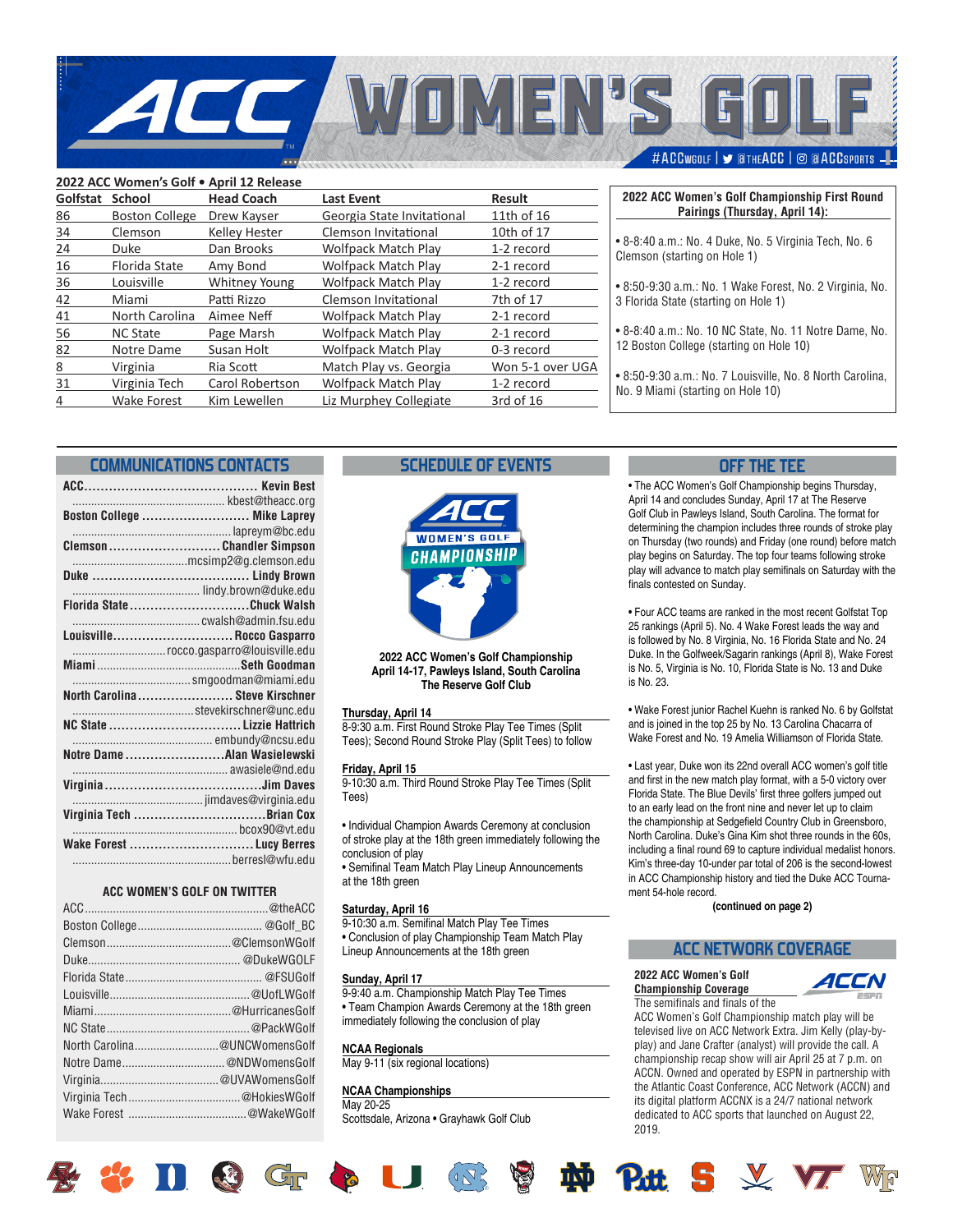# ACC WOMEN'S GOLF

#ACCWGOLF | @THEACC | @ACCSPORTS

**2022 ACC Women's Golf • April 12 Release**

| Golfstat | School | Head Coach | Last Event | Result |
|---|---|---|---|---|
| 86 | Boston College | Drew Kayser | Georgia State Invitational | 11th of 16 |
| 34 | Clemson | Kelley Hester | Clemson Invitational | 10th of 17 |
| 24 | Duke | Dan Brooks | Wolfpack Match Play | 1-2 record |
| 16 | Florida State | Amy Bond | Wolfpack Match Play | 2-1 record |
| 36 | Louisville | Whitney Young | Wolfpack Match Play | 1-2 record |
| 42 | Miami | Patti Rizzo | Clemson Invitational | 7th of 17 |
| 41 | North Carolina | Aimee Neff | Wolfpack Match Play | 2-1 record |
| 56 | NC State | Page Marsh | Wolfpack Match Play | 2-1 record |
| 82 | Notre Dame | Susan Holt | Wolfpack Match Play | 0-3 record |
| 8 | Virginia | Ria Scott | Match Play vs. Georgia | Won 5-1 over UGA |
| 31 | Virginia Tech | Carol Robertson | Wolfpack Match Play | 1-2 record |
| 4 | Wake Forest | Kim Lewellen | Liz Murphey Collegiate | 3rd of 16 |

**2022 ACC Women's Golf Championship First Round Pairings (Thursday, April 14):**

- 8-8:40 a.m.: No. 4 Duke, No. 5 Virginia Tech, No. 6 Clemson (starting on Hole 1)
- 8:50-9:30 a.m.: No. 1 Wake Forest, No. 2 Virginia, No. 3 Florida State (starting on Hole 1)
- 8-8:40 a.m.: No. 10 NC State, No. 11 Notre Dame, No. 12 Boston College (starting on Hole 10)
- 8:50-9:30 a.m.: No. 7 Louisville, No. 8 North Carolina, No. 9 Miami (starting on Hole 10)

## COMMUNICATIONS CONTACTS

**ACC** .......... **Kevin Best**
.......... kbest@theacc.org

**Boston College** .......... **Mike Laprey**
.......... lapreym@bc.edu

**Clemson** .......... **Chandler Simpson**
.......... mcsimp2@g.clemson.edu

**Duke** .......... **Lindy Brown**
.......... lindy.brown@duke.edu

**Florida State** .......... **Chuck Walsh**
.......... cwalsh@admin.fsu.edu

**Louisville** .......... **Rocco Gasparro**
.......... rocco.gasparro@louisville.edu

**Miami** .......... **Seth Goodman**
.......... smgoodman@miami.edu

**North Carolina** .......... **Steve Kirschner**
.......... stevekirschner@unc.edu

**NC State** .......... **Lizzie Hattrich**
.......... embundy@ncsu.edu

**Notre Dame** .......... **Alan Wasielewski**
.......... awasiele@nd.edu

**Virginia** .......... **Jim Daves**
.......... jimdaves@virginia.edu

**Virginia Tech** .......... **Brian Cox**
.......... bcox90@vt.edu

**Wake Forest** .......... **Lucy Berres**
.......... berresl@wfu.edu

### ACC WOMEN'S GOLF ON TWITTER

ACC .......... @theACC
Boston College .......... @Golf_BC
Clemson .......... @ClemsonWGolf
Duke .......... @DukeWGOLF
Florida State .......... @FSUGolf
Louisville .......... @UofLWGolf
Miami .......... @HurricanesGolf
NC State .......... @PackWGolf
North Carolina .......... @UNCWomensGolf
Notre Dame .......... @NDWomensGolf
Virginia .......... @UVAWomensGolf
Virginia Tech .......... @HokiesWGolf
Wake Forest .......... @WakeWGolf

## SCHEDULE OF EVENTS

**2022 ACC Women's Golf Championship**
**April 14-17, Pawleys Island, South Carolina**
**The Reserve Golf Club**

**Thursday, April 14**
8-9:30 a.m. First Round Stroke Play Tee Times (Split Tees); Second Round Stroke Play (Split Tees) to follow

**Friday, April 15**
9-10:30 a.m. Third Round Stroke Play Tee Times (Split Tees)

- Individual Champion Awards Ceremony at conclusion of stroke play at the 18th green immediately following the conclusion of play
- Semifinal Team Match Play Lineup Announcements at the 18th green

**Saturday, April 16**
9-10:30 a.m. Semifinal Match Play Tee Times
- Conclusion of play Championship Team Match Play Lineup Announcements at the 18th green

**Sunday, April 17**
9-9:40 a.m. Championship Match Play Tee Times
- Team Champion Awards Ceremony at the 18th green immediately following the conclusion of play

**NCAA Regionals**
May 9-11 (six regional locations)

**NCAA Championships**
May 20-25
Scottsdale, Arizona • Grayhawk Golf Club

## OFF THE TEE

- The ACC Women's Golf Championship begins Thursday, April 14 and concludes Sunday, April 17 at The Reserve Golf Club in Pawleys Island, South Carolina. The format for determining the champion includes three rounds of stroke play on Thursday (two rounds) and Friday (one round) before match play begins on Saturday. The top four teams following stroke play will advance to match play semifinals on Saturday with the finals contested on Sunday.

- Four ACC teams are ranked in the most recent Golfstat Top 25 rankings (April 5). No. 4 Wake Forest leads the way and is followed by No. 8 Virginia, No. 16 Florida State and No. 24 Duke. In the Golfweek/Sagarin rankings (April 8), Wake Forest is No. 5, Virginia is No. 10, Florida State is No. 13 and Duke is No. 23.

- Wake Forest junior Rachel Kuehn is ranked No. 6 by Golfstat and is joined in the top 25 by No. 13 Carolina Chacarra of Wake Forest and No. 19 Amelia Williamson of Florida State.

- Last year, Duke won its 22nd overall ACC women's golf title and first in the new match play format, with a 5-0 victory over Florida State. The Blue Devils' first three golfers jumped out to an early lead on the front nine and never let up to claim the championship at Sedgefield Country Club in Greensboro, North Carolina. Duke's Gina Kim shot three rounds in the 60s, including a final round 69 to capture individual medalist honors. Kim's three-day 10-under par total of 206 is the second-lowest in ACC Championship history and tied the Duke ACC Tournament 54-hole record.

**(continued on page 2)**

## ACC NETWORK COVERAGE

**2022 ACC Women's Golf Championship Coverage**
The semifinals and finals of the ACC Women's Golf Championship match play will be televised live on ACC Network Extra. Jim Kelly (play-by-play) and Jane Crafter (analyst) will provide the call. A championship recap show will air April 25 at 7 p.m. on ACCN. Owned and operated by ESPN in partnership with the Atlantic Coast Conference, ACC Network (ACCN) and its digital platform ACCNX is a 24/7 national network dedicated to ACC sports that launched on August 22, 2019.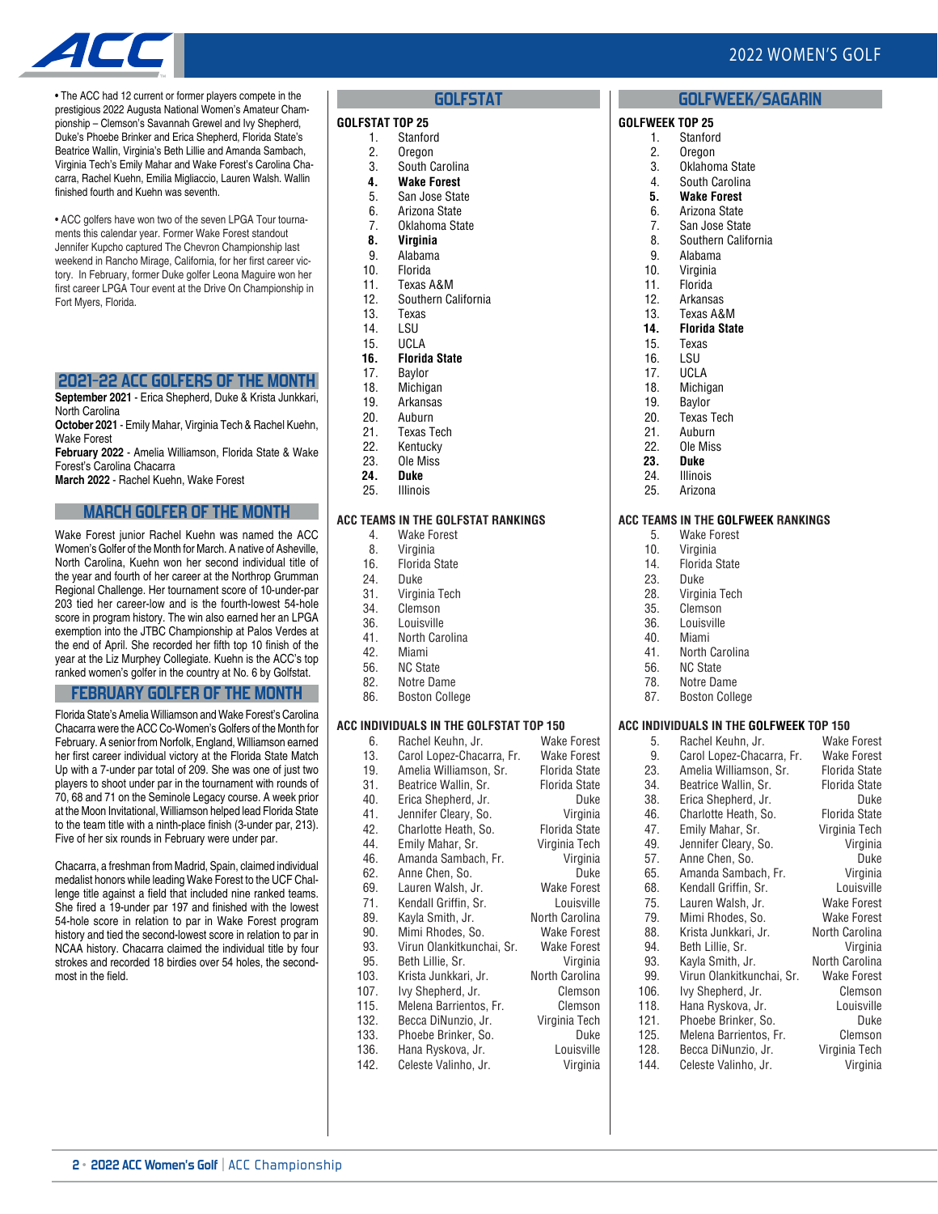• The ACC had 12 current or former players compete in the prestigious 2022 Augusta National Women's Amateur Championship – Clemson's Savannah Grewel and Ivy Shepherd, Duke's Phoebe Brinker and Erica Shepherd, Florida State's Beatrice Wallin, Virginia's Beth Lillie and Amanda Sambach, Virginia Tech's Emily Mahar and Wake Forest's Carolina Chacarra, Rachel Kuehn, Emilia Migliaccio, Lauren Walsh. Wallin finished fourth and Kuehn was seventh.

• ACC golfers have won two of the seven LPGA Tour tournaments this calendar year. Former Wake Forest standout Jennifer Kupcho captured The Chevron Championship last weekend in Rancho Mirage, California, for her first career victory. In February, former Duke golfer Leona Maguire won her first career LPGA Tour event at the Drive On Championship in Fort Myers, Florida.

## 2021-22 ACC GOLFERS OF THE MONTH

**September 2021** - Erica Shepherd, Duke & Krista Junkkari, North Carolina
**October 2021** - Emily Mahar, Virginia Tech & Rachel Kuehn, Wake Forest
**February 2022** - Amelia Williamson, Florida State & Wake Forest's Carolina Chacarra
**March 2022** - Rachel Kuehn, Wake Forest

## MARCH GOLFER OF THE MONTH

Wake Forest junior Rachel Kuehn was named the ACC Women's Golfer of the Month for March. A native of Asheville, North Carolina, Kuehn won her second individual title of the year and fourth of her career at the Northrop Grumman Regional Challenge. Her tournament score of 10-under-par 203 tied her career-low and is the fourth-lowest 54-hole score in program history. The win also earned her an LPGA exemption into the JTBC Championship at Palos Verdes at the end of April. She recorded her fifth top 10 finish of the year at the Liz Murphey Collegiate. Kuehn is the ACC's top ranked women's golfer in the country at No. 6 by Golfstat.

## FEBRUARY GOLFER OF THE MONTH

Florida State's Amelia Williamson and Wake Forest's Carolina Chacarra were the ACC Co-Women's Golfers of the Month for February. A senior from Norfolk, England, Williamson earned her first career individual victory at the Florida State Match Up with a 7-under par total of 209. She was one of just two players to shoot under par in the tournament with rounds of 70, 68 and 71 on the Seminole Legacy course. A week prior at the Moon Invitational, Williamson helped lead Florida State to the team title with a ninth-place finish (3-under par, 213). Five of her six rounds in February were under par.

Chacarra, a freshman from Madrid, Spain, claimed individual medalist honors while leading Wake Forest to the UCF Challenge title against a field that included nine ranked teams. She fired a 19-under par 197 and finished with the lowest 54-hole score in relation to par in Wake Forest program history and tied the second-lowest score in relation to par in NCAA history. Chacarra claimed the individual title by four strokes and recorded 18 birdies over 54 holes, the second-most in the field.

## GOLFSTAT

### GOLFSTAT TOP 25

1. Stanford
2. Oregon
3. South Carolina
4. **Wake Forest**
5. San Jose State
6. Arizona State
7. Oklahoma State
8. **Virginia**
9. Alabama
10. Florida
11. Texas A&M
12. Southern California
13. Texas
14. LSU
15. UCLA
16. **Florida State**
17. Baylor
18. Michigan
19. Arkansas
20. Auburn
21. Texas Tech
22. Kentucky
23. Ole Miss
24. **Duke**
25. Illinois

### ACC TEAMS IN THE GOLFSTAT RANKINGS

| Rank | Team |
|---|---|
| 4. | Wake Forest |
| 8. | Virginia |
| 16. | Florida State |
| 24. | Duke |
| 31. | Virginia Tech |
| 34. | Clemson |
| 36. | Louisville |
| 41. | North Carolina |
| 42. | Miami |
| 56. | NC State |
| 82. | Notre Dame |
| 86. | Boston College |

### ACC INDIVIDUALS IN THE GOLFSTAT TOP 150

| Rank | Player | School |
|---|---|---|
| 6. | Rachel Keuhn, Jr. | Wake Forest |
| 13. | Carol Lopez-Chacarra, Fr. | Wake Forest |
| 19. | Amelia Williamson, Sr. | Florida State |
| 31. | Beatrice Wallin, Sr. | Florida State |
| 40. | Erica Shepherd, Jr. | Duke |
| 41. | Jennifer Cleary, So. | Virginia |
| 42. | Charlotte Heath, So. | Florida State |
| 44. | Emily Mahar, Sr. | Virginia Tech |
| 46. | Amanda Sambach, Fr. | Virginia |
| 62. | Anne Chen, So. | Duke |
| 69. | Lauren Walsh, Jr. | Wake Forest |
| 71. | Kendall Griffin, Sr. | Louisville |
| 89. | Kayla Smith, Jr. | North Carolina |
| 90. | Mimi Rhodes, So. | Wake Forest |
| 93. | Virun Olankitkunchai, Sr. | Wake Forest |
| 95. | Beth Lillie, Sr. | Virginia |
| 103. | Krista Junkkari, Jr. | North Carolina |
| 107. | Ivy Shepherd, Jr. | Clemson |
| 115. | Melena Barrientos, Fr. | Clemson |
| 132. | Becca DiNunzio, Jr. | Virginia Tech |
| 133. | Phoebe Brinker, So. | Duke |
| 136. | Hana Ryskova, Jr. | Louisville |
| 142. | Celeste Valinho, Jr. | Virginia |

## GOLFWEEK/SAGARIN

### GOLFWEEK TOP 25

1. Stanford
2. Oregon
3. Oklahoma State
4. South Carolina
5. **Wake Forest**
6. Arizona State
7. San Jose State
8. Southern California
9. Alabama
10. Virginia
11. Florida
12. Arkansas
13. Texas A&M
14. **Florida State**
15. Texas
16. LSU
17. UCLA
18. Michigan
19. Baylor
20. Texas Tech
21. Auburn
22. Ole Miss
23. **Duke**
24. Illinois
25. Arizona

### ACC TEAMS IN THE GOLFWEEK RANKINGS

| Rank | Team |
|---|---|
| 5. | Wake Forest |
| 10. | Virginia |
| 14. | Florida State |
| 23. | Duke |
| 28. | Virginia Tech |
| 35. | Clemson |
| 36. | Louisville |
| 40. | Miami |
| 41. | North Carolina |
| 56. | NC State |
| 78. | Notre Dame |
| 87. | Boston College |

### ACC INDIVIDUALS IN THE GOLFWEEK TOP 150

| Rank | Player | School |
|---|---|---|
| 5. | Rachel Keuhn, Jr. | Wake Forest |
| 9. | Carol Lopez-Chacarra, Fr. | Wake Forest |
| 23. | Amelia Williamson, Sr. | Florida State |
| 34. | Beatrice Wallin, Sr. | Florida State |
| 38. | Erica Shepherd, Jr. | Duke |
| 46. | Charlotte Heath, So. | Florida State |
| 47. | Emily Mahar, Sr. | Virginia Tech |
| 49. | Jennifer Cleary, So. | Virginia |
| 57. | Anne Chen, So. | Duke |
| 65. | Amanda Sambach, Fr. | Virginia |
| 68. | Kendall Griffin, Sr. | Louisville |
| 75. | Lauren Walsh, Jr. | Wake Forest |
| 79. | Mimi Rhodes, So. | Wake Forest |
| 88. | Krista Junkkari, Jr. | North Carolina |
| 94. | Beth Lillie, Sr. | Virginia |
| 93. | Kayla Smith, Jr. | North Carolina |
| 99. | Virun Olankitkunchai, Sr. | Wake Forest |
| 106. | Ivy Shepherd, Jr. | Clemson |
| 118. | Hana Ryskova, Jr. | Louisville |
| 121. | Phoebe Brinker, So. | Duke |
| 125. | Melena Barrientos, Fr. | Clemson |
| 128. | Becca DiNunzio, Jr. | Virginia Tech |
| 144. | Celeste Valinho, Jr. | Virginia |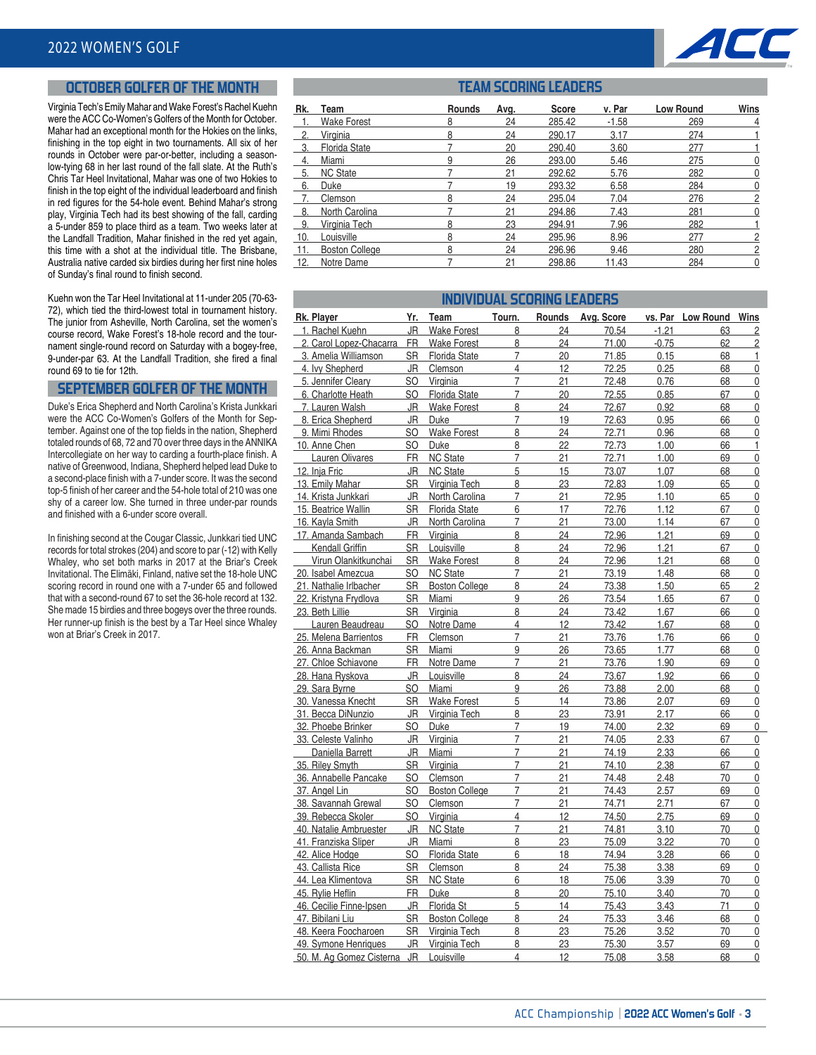## OCTOBER GOLFER OF THE MONTH

Virginia Tech's Emily Mahar and Wake Forest's Rachel Kuehn were the ACC Co-Women's Golfers of the Month for October. Mahar had an exceptional month for the Hokies on the links, finishing in the top eight in two tournaments. All six of her rounds in October were par-or-better, including a season-low-tying 68 in her last round of the fall slate. At the Ruth's Chris Tar Heel Invitational, Mahar was one of two Hokies to finish in the top eight of the individual leaderboard and finish in red figures for the 54-hole event. Behind Mahar's strong play, Virginia Tech had its best showing of the fall, carding a 5-under 859 to place third as a team. Two weeks later at the Landfall Tradition, Mahar finished in the red yet again, this time with a shot at the individual title. The Brisbane, Australia native carded six birdies during her first nine holes of Sunday's final round to finish second.

Kuehn won the Tar Heel Invitational at 11-under 205 (70-63-72), which tied the third-lowest total in tournament history. The junior from Asheville, North Carolina, set the women's course record, Wake Forest's 18-hole record and the tournament single-round record on Saturday with a bogey-free, 9-under-par 63. At the Landfall Tradition, she fired a final round 69 to tie for 12th.

## SEPTEMBER GOLFER OF THE MONTH

Duke's Erica Shepherd and North Carolina's Krista Junkkari were the ACC Co-Women's Golfers of the Month for September. Against one of the top fields in the nation, Shepherd totaled rounds of 68, 72 and 70 over three days in the ANNIKA Intercollegiate on her way to carding a fourth-place finish. A native of Greenwood, Indiana, Shepherd helped lead Duke to a second-place finish with a 7-under score. It was the second top-5 finish of her career and the 54-hole total of 210 was one shy of a career low. She turned in three under-par rounds and finished with a 6-under score overall.

In finishing second at the Cougar Classic, Junkkari tied UNC records for total strokes (204) and score to par (-12) with Kelly Whaley, who set both marks in 2017 at the Briar's Creek Invitational. The Elimäki, Finland, native set the 18-hole UNC scoring record in round one with a 7-under 65 and followed that with a second-round 67 to set the 36-hole record at 132. She made 15 birdies and three bogeys over the three rounds. Her runner-up finish is the best by a Tar Heel since Whaley won at Briar's Creek in 2017.

## TEAM SCORING LEADERS

| Rk. | Team | Rounds | Avg. | Score | v. Par | Low Round | Wins |
|---|---|---|---|---|---|---|---|
| 1. | Wake Forest | 8 | 24 | 285.42 | -1.58 | 269 | 4 |
| 2. | Virginia | 8 | 24 | 290.17 | 3.17 | 274 | 1 |
| 3. | Florida State | 7 | 20 | 290.40 | 3.60 | 277 | 1 |
| 4. | Miami | 9 | 26 | 293.00 | 5.46 | 275 | 0 |
| 5. | NC State | 7 | 21 | 292.62 | 5.76 | 282 | 0 |
| 6. | Duke | 7 | 19 | 293.32 | 6.58 | 284 | 0 |
| 7. | Clemson | 8 | 24 | 295.04 | 7.04 | 276 | 2 |
| 8. | North Carolina | 7 | 21 | 294.86 | 7.43 | 281 | 0 |
| 9. | Virginia Tech | 8 | 23 | 294.91 | 7.96 | 282 | 1 |
| 10. | Louisville | 8 | 24 | 295.96 | 8.96 | 277 | 2 |
| 11. | Boston College | 8 | 24 | 296.96 | 9.46 | 280 | 2 |
| 12. | Notre Dame | 7 | 21 | 298.86 | 11.43 | 284 | 0 |

## INDIVIDUAL SCORING LEADERS

| Rk. Player | Yr. | Team | Tourn. | Rounds | Avg. Score | vs. Par | Low Round | Wins |
|---|---|---|---|---|---|---|---|---|
| 1. Rachel Kuehn | JR | Wake Forest | 8 | 24 | 70.54 | -1.21 | 63 | 2 |
| 2. Carol Lopez-Chacarra | FR | Wake Forest | 8 | 24 | 71.00 | -0.75 | 62 | 2 |
| 3. Amelia Williamson | SR | Florida State | 7 | 20 | 71.85 | 0.15 | 68 | 1 |
| 4. Ivy Shepherd | JR | Clemson | 4 | 12 | 72.25 | 0.25 | 68 | 0 |
| 5. Jennifer Cleary | SO | Virginia | 7 | 21 | 72.48 | 0.76 | 68 | 0 |
| 6. Charlotte Heath | SO | Florida State | 7 | 20 | 72.55 | 0.85 | 67 | 0 |
| 7. Lauren Walsh | JR | Wake Forest | 8 | 24 | 72.67 | 0.92 | 68 | 0 |
| 8. Erica Shepherd | JR | Duke | 7 | 19 | 72.63 | 0.95 | 66 | 0 |
| 9. Mimi Rhodes | SO | Wake Forest | 8 | 24 | 72.71 | 0.96 | 68 | 0 |
| 10. Anne Chen | SO | Duke | 8 | 22 | 72.73 | 1.00 | 66 | 1 |
| Lauren Olivares | FR | NC State | 7 | 21 | 72.71 | 1.00 | 69 | 0 |
| 12. Inja Fric | JR | NC State | 5 | 15 | 73.07 | 1.07 | 68 | 0 |
| 13. Emily Mahar | SR | Virginia Tech | 8 | 23 | 72.83 | 1.09 | 65 | 0 |
| 14. Krista Junkkari | JR | North Carolina | 7 | 21 | 72.95 | 1.10 | 65 | 0 |
| 15. Beatrice Wallin | SR | Florida State | 6 | 17 | 72.76 | 1.12 | 67 | 0 |
| 16. Kayla Smith | JR | North Carolina | 7 | 21 | 73.00 | 1.14 | 67 | 0 |
| 17. Amanda Sambach | FR | Virginia | 8 | 24 | 72.96 | 1.21 | 69 | 0 |
| Kendall Griffin | SR | Louisville | 8 | 24 | 72.96 | 1.21 | 67 | 0 |
| Virun Olankitkunchai | SR | Wake Forest | 8 | 24 | 72.96 | 1.21 | 68 | 0 |
| 20. Isabel Amezcua | SO | NC State | 7 | 21 | 73.19 | 1.48 | 68 | 0 |
| 21. Nathalie Irlbacher | SR | Boston College | 8 | 24 | 73.38 | 1.50 | 65 | 2 |
| 22. Kristyna Frydlova | SR | Miami | 9 | 26 | 73.54 | 1.65 | 67 | 0 |
| 23. Beth Lillie | SR | Virginia | 8 | 24 | 73.42 | 1.67 | 66 | 0 |
| Lauren Beaudreau | SO | Notre Dame | 4 | 12 | 73.42 | 1.67 | 68 | 0 |
| 25. Melena Barrientos | FR | Clemson | 7 | 21 | 73.76 | 1.76 | 66 | 0 |
| 26. Anna Backman | SR | Miami | 9 | 26 | 73.65 | 1.77 | 68 | 0 |
| 27. Chloe Schiavone | FR | Notre Dame | 7 | 21 | 73.76 | 1.90 | 69 | 0 |
| 28. Hana Ryskova | JR | Louisville | 8 | 24 | 73.67 | 1.92 | 66 | 0 |
| 29. Sara Byrne | SO | Miami | 9 | 26 | 73.88 | 2.00 | 68 | 0 |
| 30. Vanessa Knecht | SR | Wake Forest | 5 | 14 | 73.86 | 2.07 | 69 | 0 |
| 31. Becca DiNunzio | JR | Virginia Tech | 8 | 23 | 73.91 | 2.17 | 66 | 0 |
| 32. Phoebe Brinker | SO | Duke | 7 | 19 | 74.00 | 2.32 | 69 | 0 |
| 33. Celeste Valinho | JR | Virginia | 7 | 21 | 74.05 | 2.33 | 67 | 0 |
| Daniella Barrett | JR | Miami | 7 | 21 | 74.19 | 2.33 | 66 | 0 |
| 35. Riley Smyth | SR | Virginia | 7 | 21 | 74.10 | 2.38 | 67 | 0 |
| 36. Annabelle Pancake | SO | Clemson | 7 | 21 | 74.48 | 2.48 | 70 | 0 |
| 37. Angel Lin | SO | Boston College | 7 | 21 | 74.43 | 2.57 | 69 | 0 |
| 38. Savannah Grewal | SO | Clemson | 7 | 21 | 74.71 | 2.71 | 67 | 0 |
| 39. Rebecca Skoler | SO | Virginia | 4 | 12 | 74.50 | 2.75 | 69 | 0 |
| 40. Natalie Ambruester | JR | NC State | 7 | 21 | 74.81 | 3.10 | 70 | 0 |
| 41. Franziska Sliper | JR | Miami | 8 | 23 | 75.09 | 3.22 | 70 | 0 |
| 42. Alice Hodge | SO | Florida State | 6 | 18 | 74.94 | 3.28 | 66 | 0 |
| 43. Callista Rice | SR | Clemson | 8 | 24 | 75.38 | 3.38 | 69 | 0 |
| 44. Lea Klimentova | SR | NC State | 6 | 18 | 75.06 | 3.39 | 70 | 0 |
| 45. Rylie Heflin | FR | Duke | 8 | 20 | 75.10 | 3.40 | 70 | 0 |
| 46. Cecilie Finne-Ipsen | JR | Florida St | 5 | 14 | 75.43 | 3.43 | 71 | 0 |
| 47. Bibilani Liu | SR | Boston College | 8 | 24 | 75.33 | 3.46 | 68 | 0 |
| 48. Keera Foocharoen | SR | Virginia Tech | 8 | 23 | 75.26 | 3.52 | 70 | 0 |
| 49. Symone Henriques | JR | Virginia Tech | 8 | 23 | 75.30 | 3.57 | 69 | 0 |
| 50. M. Ag Gomez Cisterna | JR | Louisville | 4 | 12 | 75.08 | 3.58 | 68 | 0 |